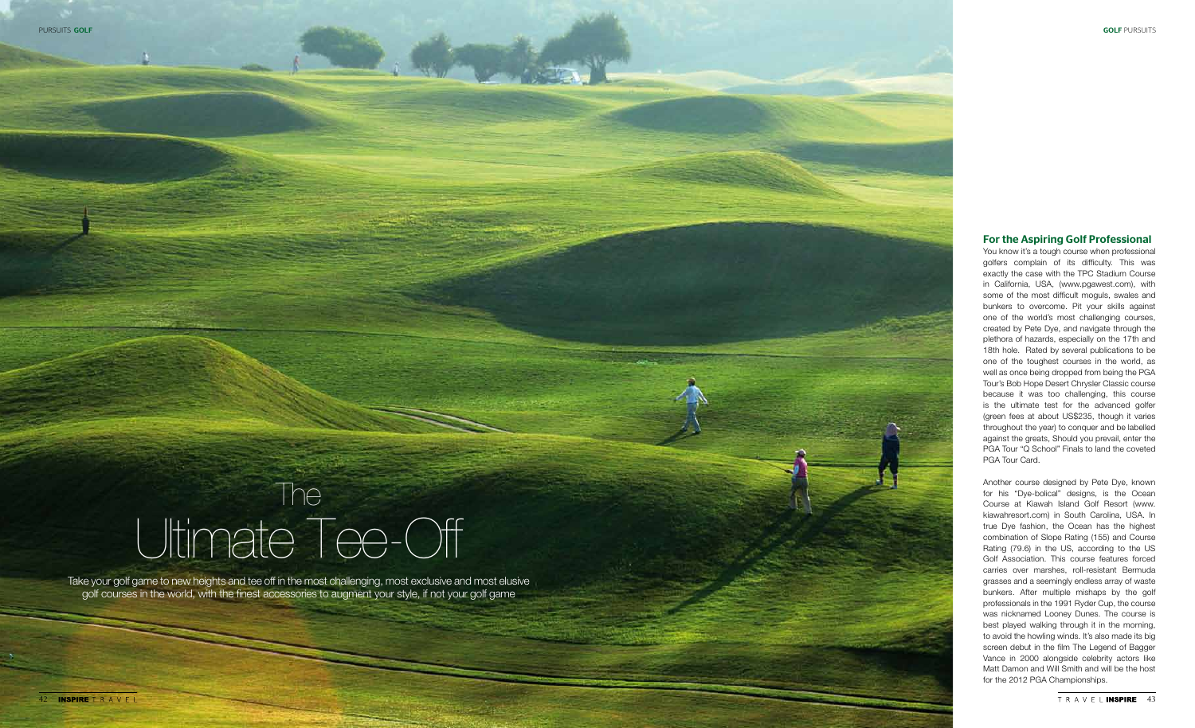# The Ultimate Tee-Off

Take your golf game to new heights and tee off in the most challenging, most exclusive and most elusive golf courses in the world, with the finest accessories to augment your style, if not your golf game

## For the Aspiring Golf Professional

You know it's a tough course when professional golfers complain of its difficulty. This was exactly the case with the TPC Stadium Course in California, USA, (www.pgawest.com), with some of the most difficult moguls, swales and bunkers to overcome. Pit your skills against one of the world's most challenging courses, created by Pete Dye, and navigate through the plethora of hazards, especially on the 17th and 18th hole. Rated by several publications to be one of the toughest courses in the world, as well as once being dropped from being the PGA Tour's Bob Hope Desert Chrysler Classic course because it was too challenging, this course is the ultimate test for the advanced golfer (green fees at about US$235, though it varies throughout the year) to conquer and be labelled against the greats, Should you prevail, enter the PGA Tour "Q School" Finals to land the coveted PGA Tour Card.

Another course designed by Pete Dye, known for his "Dye-bolical" designs, is the Ocean Course at Kiawah Island Golf Resort (www.kiawahresort.com) in South Carolina, USA. In true Dye fashion, the Ocean has the highest combination of Slope Rating (155) and Course Rating (79.6) in the US, according to the US Golf Association. This course features forced carries over marshes, roll-resistant Bermuda grasses and a seemingly endless array of waste bunkers. After multiple mishaps by the golf professionals in the 1991 Ryder Cup, the course was nicknamed Looney Dunes. The course is best played walking through it in the morning, to avoid the howling winds. It's also made its big screen debut in the film The Legend of Bagger Vance in 2000 alongside celebrity actors like Matt Damon and Will Smith and will be the host for the 2012 PGA Championships.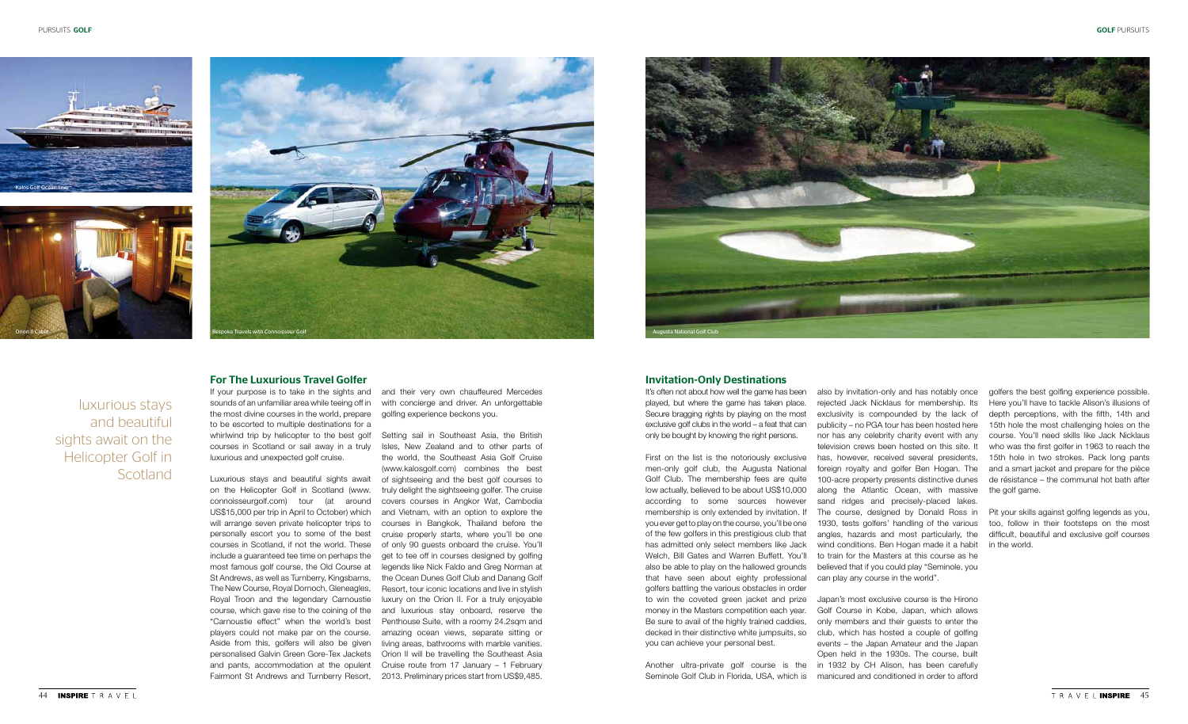Katos Golf Ocean liner

Orion II Cabin

Bespoke Travels with Connoisseur Golf

Augusta National Golf Club

luxurious stays and beautiful sights await on the Helicopter Golf in Scotland

## For The Luxurious Travel Golfer

If your purpose is to take in the sights and sounds of an unfamiliar area while teeing off in the most divine courses in the world, prepare to be escorted to multiple destinations for a whirlwind trip by helicopter to the best golf courses in Scotland or sail away in a truly luxurious and unexpected golf cruise.

Luxurious stays and beautiful sights await on the Helicopter Golf in Scotland (www.connoisseurgolf.com) tour (at around US$15,000 per trip in April to October) which will arrange seven private helicopter trips to personally escort you to some of the best courses in Scotland, if not the world. These include a guaranteed tee time on perhaps the most famous golf course, the Old Course at St Andrews, as well as Turnberry, Kingsbarns, The New Course, Royal Dornoch, Gleneagles, Royal Troon and the legendary Carnoustie course, which gave rise to the coining of the "Carnoustie effect" when the world's best players could not make par on the course. Aside from this, golfers will also be given personalised Galvin Green Gore-Tex Jackets and pants, accommodation at the opulent Fairmont St Andrews and Turnberry Resort, and their very own chauffeured Mercedes with concierge and driver. An unforgettable golfing experience beckons you.

Setting sail in Southeast Asia, the British Isles, New Zealand and to other parts of the world, the Southeast Asia Golf Cruise (www.kalosgolf.com) combines the best of sightseeing and the best golf courses to truly delight the sightseeing golfer. The cruise covers courses in Angkor Wat, Cambodia and Vietnam, with an option to explore the courses in Bangkok, Thailand before the cruise properly starts, where you'll be one of only 90 guests onboard the cruise. You'll get to tee off in courses designed by golfing legends like Nick Faldo and Greg Norman at the Ocean Dunes Golf Club and Danang Golf Resort, tour iconic locations and live in stylish luxury on the Orion II. For a truly enjoyable and luxurious stay onboard, reserve the Penthouse Suite, with a roomy 24.2sqm and amazing ocean views, separate sitting or living areas, bathrooms with marble vanities. Orion II will be travelling the Southeast Asia Cruise route from 17 January – 1 February 2013. Preliminary prices start from US$9,485.

## Invitation-Only Destinations

It's often not about how well the game has been played, but where the game has taken place. Secure bragging rights by playing on the most exclusive golf clubs in the world – a feat that can only be bought by knowing the right persons.

First on the list is the notoriously exclusive men-only golf club, the Augusta National Golf Club. The membership fees are quite low actually, believed to be about US$10,000 according to some sources however membership is only extended by invitation. If you ever get to play on the course, you'll be one of the few golfers in this prestigious club that has admitted only select members like Jack Welch, Bill Gates and Warren Buffett. You'll also be able to play on the hallowed grounds that have seen about eighty professional golfers battling the various obstacles in order to win the coveted green jacket and prize money in the Masters competition each year. Be sure to avail of the highly trained caddies, decked in their distinctive white jumpsuits, so you can achieve your personal best.

Another ultra-private golf course is the Seminole Golf Club in Florida, USA, which is also by invitation-only and has notably once rejected Jack Nicklaus for membership. Its exclusivity is compounded by the lack of publicity – no PGA tour has been hosted here nor has any celebrity charity event with any television crews been hosted on this site. It has, however, received several presidents, foreign royalty and golfer Ben Hogan. The 100-acre property presents distinctive dunes along the Atlantic Ocean, with massive sand ridges and precisely-placed lakes. The course, designed by Donald Ross in 1930, tests golfers' handling of the various angles, hazards and most particularly, the wind conditions. Ben Hogan made it a habit to train for the Masters at this course as he believed that if you could play "Seminole, you can play any course in the world".

Japan's most exclusive course is the Hirono Golf Course in Kobe, Japan, which allows only members and their guests to enter the club, which has hosted a couple of golfing events – the Japan Amateur and the Japan Open held in the 1930s. The course, built in 1932 by CH Alison, has been carefully manicured and conditioned in order to afford golfers the best golfing experience possible. Here you'll have to tackle Alison's illusions of depth perceptions, with the fifth, 14th and 15th hole the most challenging holes on the course. You'll need skills like Jack Nicklaus who was the first golfer in 1963 to reach the 15th hole in two strokes. Pack long pants and a smart jacket and prepare for the pièce de résistance – the communal hot bath after the golf game.

Pit your skills against golfing legends as you, too, follow in their footsteps on the most difficult, beautiful and exclusive golf courses in the world.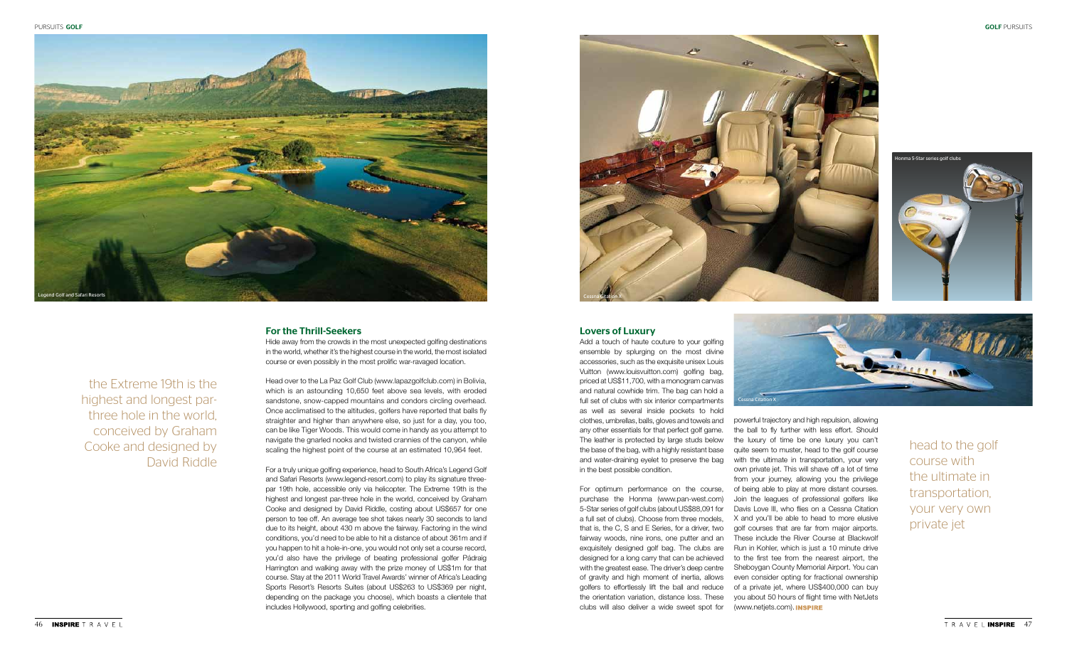Legend Golf and Safari Resorts

Cessna Citation X

Honma 5-Star series golf clubs

Cessna Citation X

## For the Thrill-Seekers

Hide away from the crowds in the most unexpected golfing destinations in the world, whether it's the highest course in the world, the most isolated course or even possibly in the most prolific war-ravaged location.

Head over to the La Paz Golf Club (www.lapazgolfclub.com) in Bolivia, which is an astounding 10,650 feet above sea levels, with eroded sandstone, snow-capped mountains and condors circling overhead. Once acclimatised to the altitudes, golfers have reported that balls fly straighter and higher than anywhere else, so just for a day, you too, can be like Tiger Woods. This would come in handy as you attempt to navigate the gnarled nooks and twisted crannies of the canyon, while scaling the highest point of the course at an estimated 10,964 feet.

For a truly unique golfing experience, head to South Africa's Legend Golf and Safari Resorts (www.legend-resort.com) to play its signature three-par 19th hole, accessible only via helicopter. The Extreme 19th is the highest and longest par-three hole in the world, conceived by Graham Cooke and designed by David Riddle, costing about US$657 for one person to tee off. An average tee shot takes nearly 30 seconds to land due to its height, about 430 m above the fairway. Factoring in the wind conditions, you'd need to be able to hit a distance of about 361m and if you happen to hit a hole-in-one, you would not only set a course record, you'd also have the privilege of beating professional golfer Pádraig Harrington and walking away with the prize money of US$1m for that course. Stay at the 2011 World Travel Awards' winner of Africa's Leading Sports Resort's Resorts Suites (about US$263 to US$369 per night, depending on the package you choose), which boasts a clientele that includes Hollywood, sporting and golfing celebrities.

> the Extreme 19th is the highest and longest par-three hole in the world, conceived by Graham Cooke and designed by David Riddle

## Lovers of Luxury

Add a touch of haute couture to your golfing ensemble by splurging on the most divine accessories, such as the exquisite unisex Louis Vuitton (www.louisvuitton.com) golfing bag, priced at US$11,700, with a monogram canvas and natural cowhide trim. The bag can hold a full set of clubs with six interior compartments as well as several inside pockets to hold clothes, umbrellas, balls, gloves and towels and any other essentials for that perfect golf game. The leather is protected by large studs below the base of the bag, with a highly resistant base and water-draining eyelet to preserve the bag in the best possible condition.

For optimum performance on the course, purchase the Honma (www.pan-west.com) 5-Star series of golf clubs (about US$88,091 for a full set of clubs). Choose from three models, that is, the C, S and E Series, for a driver, two fairway woods, nine irons, one putter and an exquisitely designed golf bag. The clubs are designed for a long carry that can be achieved with the greatest ease. The driver's deep centre of gravity and high moment of inertia, allows golfers to effortlessly lift the ball and reduce the orientation variation, distance loss. These clubs will also deliver a wide sweet spot for powerful trajectory and high repulsion, allowing the ball to fly further with less effort. Should the luxury of time be one luxury you can't quite seem to muster, head to the golf course with the ultimate in transportation, your very own private jet. This will shave off a lot of time from your journey, allowing you the privilege of being able to play at more distant courses. Join the leagues of professional golfers like Davis Love III, who flies on a Cessna Citation X and you'll be able to head to more elusive golf courses that are far from major airports. These include the River Course at Blackwolf Run in Kohler, which is just a 10 minute drive to the first tee from the nearest airport, the Sheboygan County Memorial Airport. You can even consider opting for fractional ownership of a private jet, where US$400,000 can buy you about 50 hours of flight time with NetJets (www.netjets.com). **INSPIRE**

> head to the golf course with the ultimate in transportation, your very own private jet